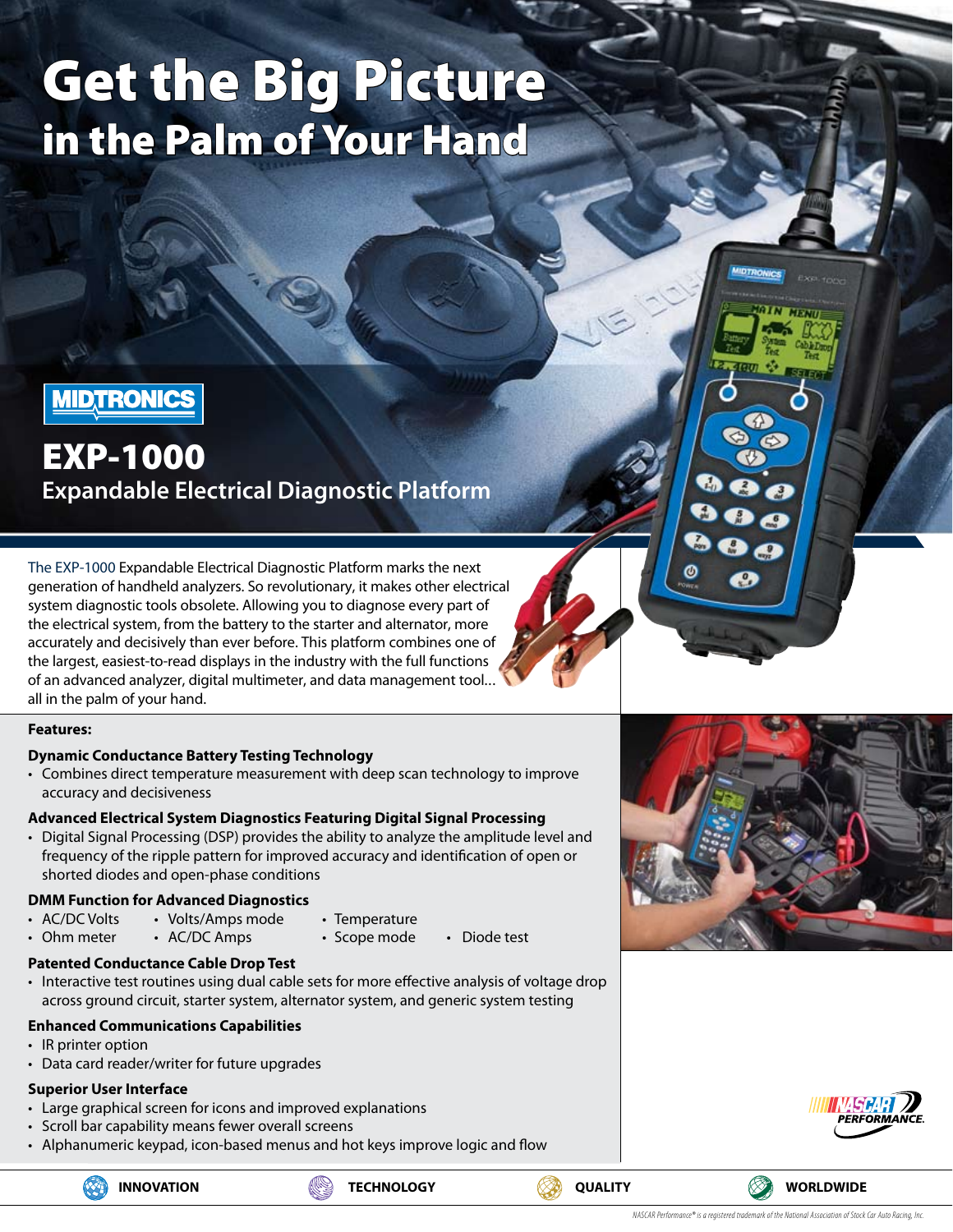# Get the Big Picture
## in the Palm of Your Hand

MIDTRONICS

# EXP-1000
## Expandable Electrical Diagnostic Platform

The EXP-1000 Expandable Electrical Diagnostic Platform marks the next generation of handheld analyzers. So revolutionary, it makes other electrical system diagnostic tools obsolete. Allowing you to diagnose every part of the electrical system, from the battery to the starter and alternator, more accurately and decisively than ever before. This platform combines one of the largest, easiest-to-read displays in the industry with the full functions of an advanced analyzer, digital multimeter, and data management tool... all in the palm of your hand.

**Features:**

**Dynamic Conductance Battery Testing Technology**

- Combines direct temperature measurement with deep scan technology to improve accuracy and decisiveness

**Advanced Electrical System Diagnostics Featuring Digital Signal Processing**

- Digital Signal Processing (DSP) provides the ability to analyze the amplitude level and frequency of the ripple pattern for improved accuracy and identification of open or shorted diodes and open-phase conditions

**DMM Function for Advanced Diagnostics**

- AC/DC Volts
- Ohm meter
- Volts/Amps mode
- AC/DC Amps
- Temperature
- Scope mode
- Diode test

**Patented Conductance Cable Drop Test**

- Interactive test routines using dual cable sets for more effective analysis of voltage drop across ground circuit, starter system, alternator system, and generic system testing

**Enhanced Communications Capabilities**

- IR printer option
- Data card reader/writer for future upgrades

**Superior User Interface**

- Large graphical screen for icons and improved explanations
- Scroll bar capability means fewer overall screens
- Alphanumeric keypad, icon-based menus and hot keys improve logic and flow

NASCAR PERFORMANCE.

**INNOVATION** **TECHNOLOGY** **QUALITY** **WORLDWIDE**

*NASCAR Performance® is a registered trademark of the National Association of Stock Car Auto Racing, Inc.*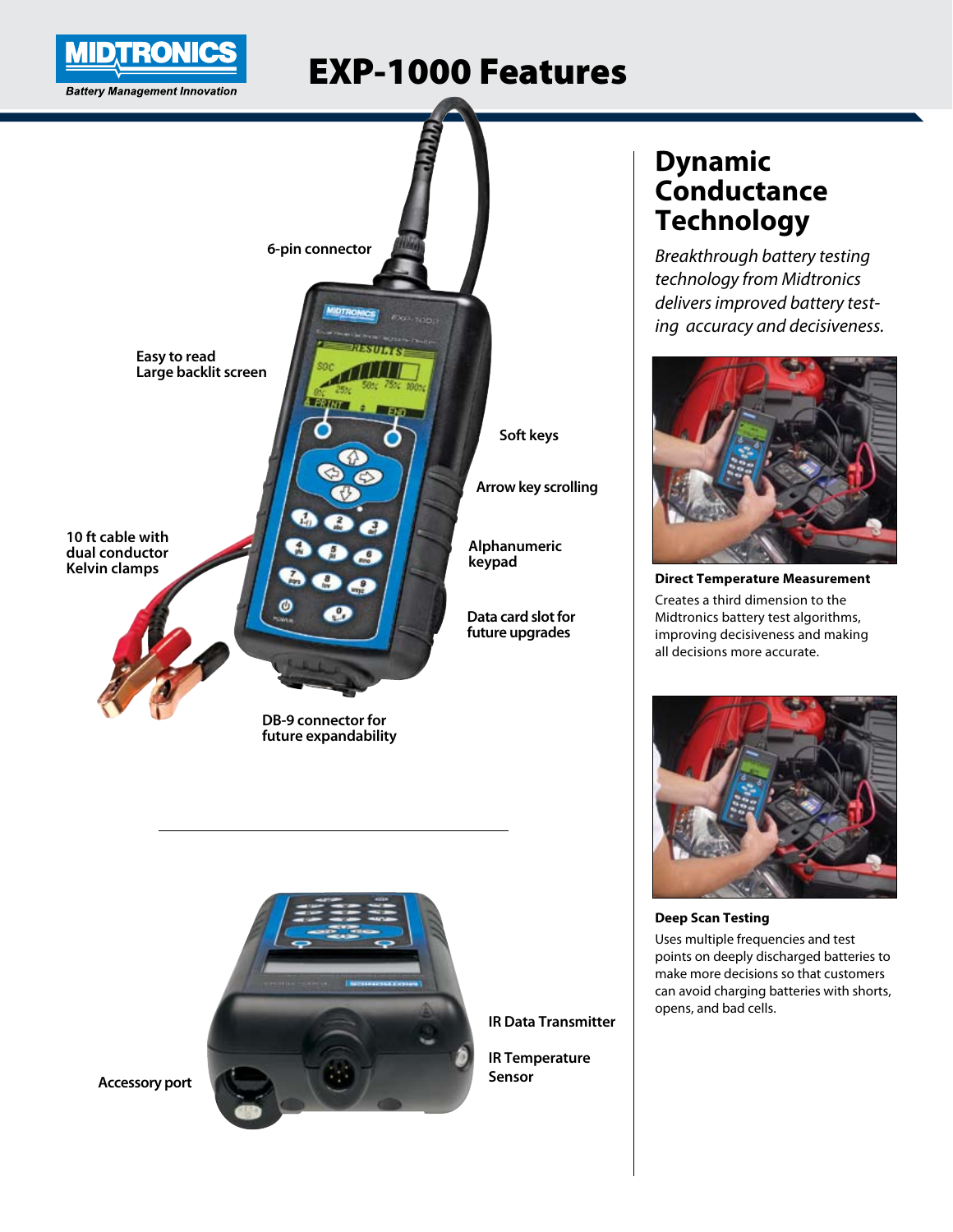# EXP-1000 Features

6-pin connector

Easy to read
Large backlit screen

Soft keys

Arrow key scrolling

10 ft cable with
dual conductor
Kelvin clamps

Alphanumeric
keypad

Data card slot for
future upgrades

DB-9 connector for
future expandability

IR Data Transmitter

IR Temperature
Sensor

Accessory port

## Dynamic Conductance Technology

*Breakthrough battery testing technology from Midtronics delivers improved battery testing accuracy and decisiveness.*

**Direct Temperature Measurement**

Creates a third dimension to the Midtronics battery test algorithms, improving decisiveness and making all decisions more accurate.

**Deep Scan Testing**

Uses multiple frequencies and test points on deeply discharged batteries to make more decisions so that customers can avoid charging batteries with shorts, opens, and bad cells.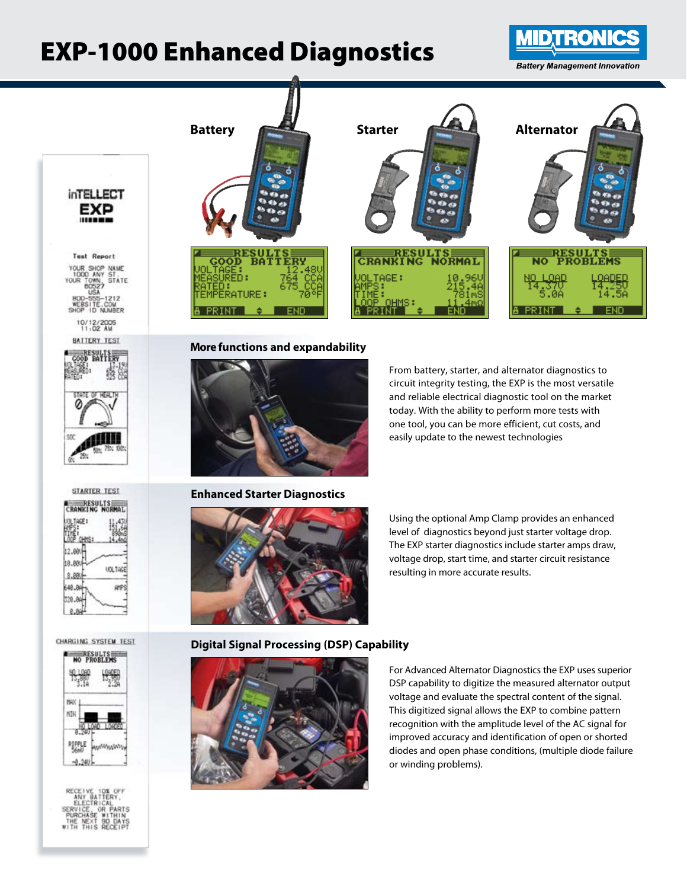# EXP-1000 Enhanced Diagnostics

MIDTRONICS
Battery Management Innovation

**Battery**

**Starter**

**Alternator**

## More functions and expandability

From battery, starter, and alternator diagnostics to circuit integrity testing, the EXP is the most versatile and reliable electrical diagnostic tool on the market today. With the ability to perform more tests with one tool, you can be more efficient, cut costs, and easily update to the newest technologies

## Enhanced Starter Diagnostics

Using the optional Amp Clamp provides an enhanced level of diagnostics beyond just starter voltage drop. The EXP starter diagnostics include starter amps draw, voltage drop, start time, and starter circuit resistance resulting in more accurate results.

## Digital Signal Processing (DSP) Capability

For Advanced Alternator Diagnostics the EXP uses superior DSP capability to digitize the measured alternator output voltage and evaluate the spectral content of the signal. This digitized signal allows the EXP to combine pattern recognition with the amplitude level of the AC signal for improved accuracy and identification of open or shorted diodes and open phase conditions, (multiple diode failure or winding problems).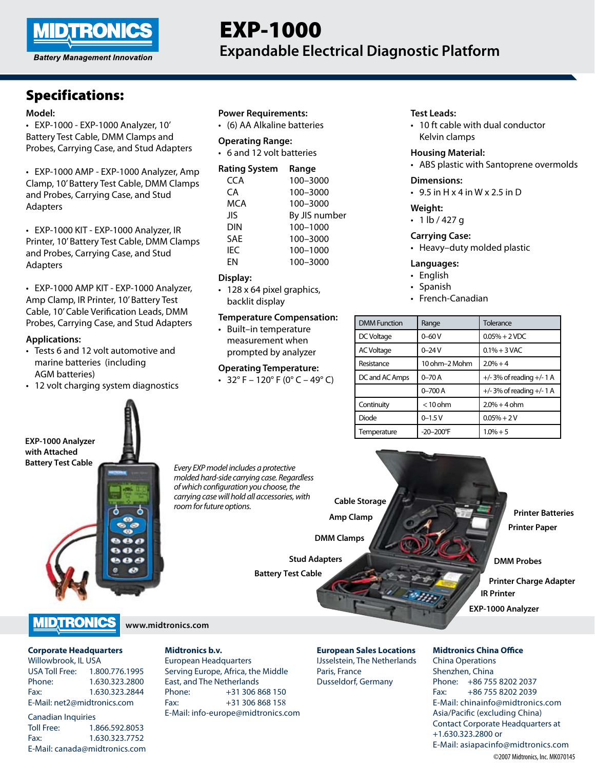# EXP-1000

## Expandable Electrical Diagnostic Platform

## Specifications:

**Model:**

- EXP-1000 - EXP-1000 Analyzer, 10' Battery Test Cable, DMM Clamps and Probes, Carrying Case, and Stud Adapters
- EXP-1000 AMP - EXP-1000 Analyzer, Amp Clamp, 10' Battery Test Cable, DMM Clamps and Probes, Carrying Case, and Stud Adapters
- EXP-1000 KIT - EXP-1000 Analyzer, IR Printer, 10' Battery Test Cable, DMM Clamps and Probes, Carrying Case, and Stud Adapters
- EXP-1000 AMP KIT - EXP-1000 Analyzer, Amp Clamp, IR Printer, 10' Battery Test Cable, 10' Cable Verification Leads, DMM Probes, Carrying Case, and Stud Adapters

**Applications:**

- Tests 6 and 12 volt automotive and marine batteries (including AGM batteries)
- 12 volt charging system diagnostics

**Power Requirements:**

- (6) AA Alkaline batteries

**Operating Range:**

- 6 and 12 volt batteries

| Rating System | Range |
|---|---|
| CCA | 100–3000 |
| CA | 100–3000 |
| MCA | 100–3000 |
| JIS | By JIS number |
| DIN | 100–1000 |
| SAE | 100–3000 |
| IEC | 100–1000 |
| EN | 100–3000 |

**Display:**

- 128 x 64 pixel graphics, backlit display

**Temperature Compensation:**

- Built–in temperature measurement when prompted by analyzer

**Operating Temperature:**

- 32° F – 120° F (0° C – 49° C)

**Test Leads:**

- 10 ft cable with dual conductor Kelvin clamps

**Housing Material:**

- ABS plastic with Santoprene overmolds

**Dimensions:**

- 9.5 in H x 4 in W x 2.5 in D

**Weight:**

- 1 lb / 427 g

**Carrying Case:**

- Heavy–duty molded plastic

**Languages:**

- English
- Spanish
- French-Canadian

| DMM Function | Range | Tolerance |
|---|---|---|
| DC Voltage | 0–60 V | 0.05% + 2 VDC |
| AC Voltage | 0–24 V | 0.1% + 3 VAC |
| Resistance | 10 ohm–2 Mohm | 2.0% + 4 |
| DC and AC Amps | 0–70 A | +/- 3% of reading +/- 1 A |
| | 0–700 A | +/- 3% of reading +/- 1 A |
| Continuity | < 10 ohm | 2.0% + 4 ohm |
| Diode | 0–1.5 V | 0.05% + 2 V |
| Temperature | -20–200°F | 1.0% + 5 |

**EXP-1000 Analyzer with Attached Battery Test Cable**

*Every EXP model includes a protective molded hard-side carrying case. Regardless of which configuration you choose, the carrying case will hold all accessories, with room for future options.*

Cable Storage
Amp Clamp
DMM Clamps
Stud Adapters
Battery Test Cable
Printer Batteries
Printer Paper
DMM Probes
Printer Charge Adapter
IR Printer
EXP-1000 Analyzer

www.midtronics.com

**Corporate Headquarters**
Willowbrook, IL USA
USA Toll Free: 1.800.776.1995
Phone: 1.630.323.2800
Fax: 1.630.323.2844
E-Mail: net2@midtronics.com

Canadian Inquiries
Toll Free: 1.866.592.8053
Fax: 1.630.323.7752
E-Mail: canada@midtronics.com

**Midtronics b.v.**
European Headquarters
Serving Europe, Africa, the Middle East, and The Netherlands
Phone: +31 306 868 150
Fax: +31 306 868 158
E-Mail: info-europe@midtronics.com

**European Sales Locations**
IJsselstein, The Netherlands
Paris, France
Dusseldorf, Germany

**Midtronics China Office**
China Operations
Shenzhen, China
Phone: +86 755 8202 2037
Fax: +86 755 8202 2039
E-Mail: chinainfo@midtronics.com
Asia/Pacific (excluding China)
Contact Corporate Headquarters at +1.630.323.2800 or
E-Mail: asiapacinfo@midtronics.com

©2007 Midtronics, Inc. MK070145